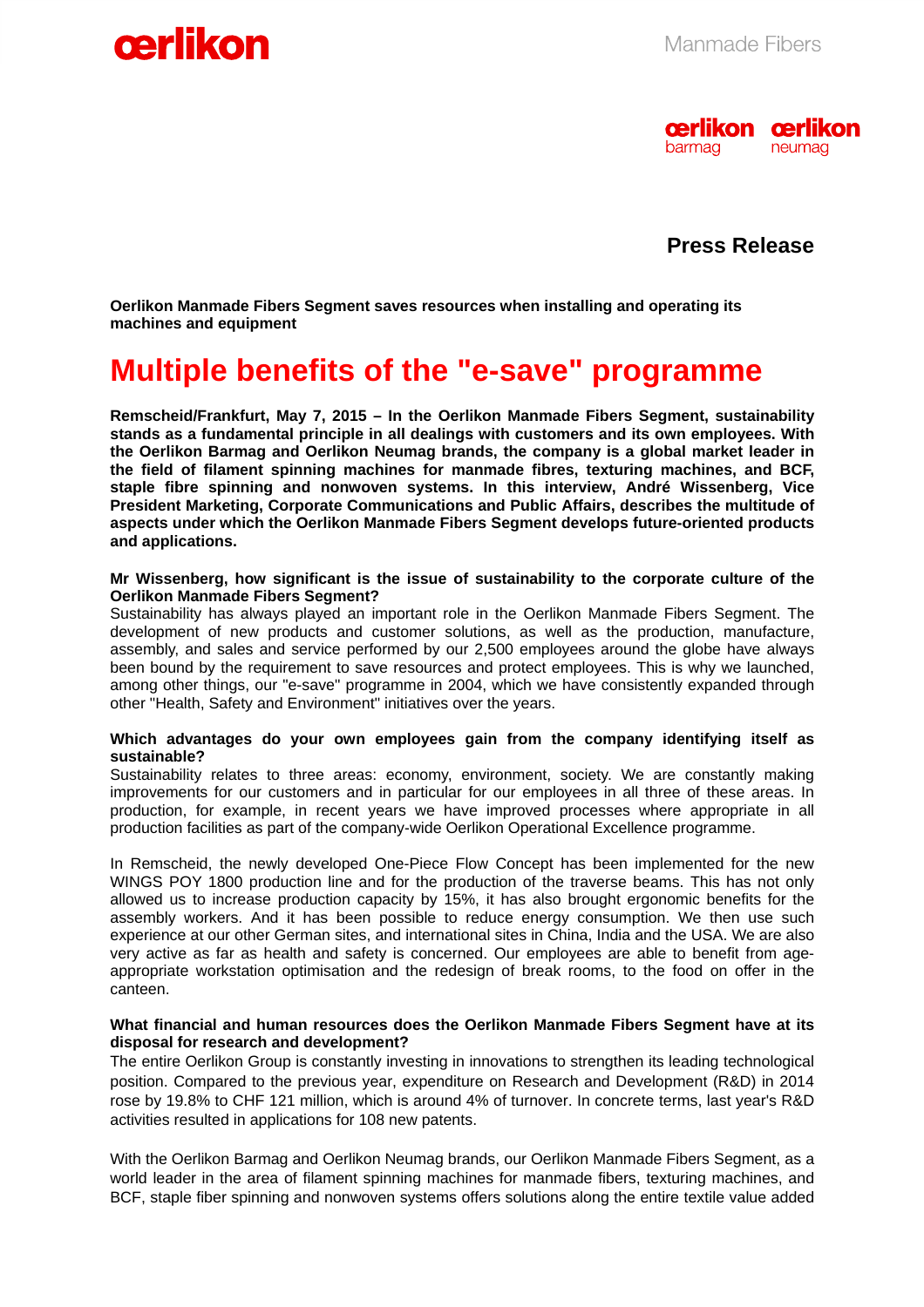oerlikon

Manmade Fibers

oerlikon barmag oerlikon neumag

**Press Release**

**Oerlikon Manmade Fibers Segment saves resources when installing and operating its machines and equipment**

# Multiple benefits of the "e-save" programme

**Remscheid/Frankfurt, May 7, 2015 – In the Oerlikon Manmade Fibers Segment, sustainability stands as a fundamental principle in all dealings with customers and its own employees. With the Oerlikon Barmag and Oerlikon Neumag brands, the company is a global market leader in the field of filament spinning machines for manmade fibres, texturing machines, and BCF, staple fibre spinning and nonwoven systems. In this interview, André Wissenberg, Vice President Marketing, Corporate Communications and Public Affairs, describes the multitude of aspects under which the Oerlikon Manmade Fibers Segment develops future-oriented products and applications.**

**Mr Wissenberg, how significant is the issue of sustainability to the corporate culture of the Oerlikon Manmade Fibers Segment?**
Sustainability has always played an important role in the Oerlikon Manmade Fibers Segment. The development of new products and customer solutions, as well as the production, manufacture, assembly, and sales and service performed by our 2,500 employees around the globe have always been bound by the requirement to save resources and protect employees. This is why we launched, among other things, our "e-save" programme in 2004, which we have consistently expanded through other "Health, Safety and Environment" initiatives over the years.

**Which advantages do your own employees gain from the company identifying itself as sustainable?**
Sustainability relates to three areas: economy, environment, society. We are constantly making improvements for our customers and in particular for our employees in all three of these areas. In production, for example, in recent years we have improved processes where appropriate in all production facilities as part of the company-wide Oerlikon Operational Excellence programme.

In Remscheid, the newly developed One-Piece Flow Concept has been implemented for the new WINGS POY 1800 production line and for the production of the traverse beams. This has not only allowed us to increase production capacity by 15%, it has also brought ergonomic benefits for the assembly workers. And it has been possible to reduce energy consumption. We then use such experience at our other German sites, and international sites in China, India and the USA. We are also very active as far as health and safety is concerned. Our employees are able to benefit from age-appropriate workstation optimisation and the redesign of break rooms, to the food on offer in the canteen.

**What financial and human resources does the Oerlikon Manmade Fibers Segment have at its disposal for research and development?**
The entire Oerlikon Group is constantly investing in innovations to strengthen its leading technological position. Compared to the previous year, expenditure on Research and Development (R&D) in 2014 rose by 19.8% to CHF 121 million, which is around 4% of turnover. In concrete terms, last year's R&D activities resulted in applications for 108 new patents.

With the Oerlikon Barmag and Oerlikon Neumag brands, our Oerlikon Manmade Fibers Segment, as a world leader in the area of filament spinning machines for manmade fibers, texturing machines, and BCF, staple fiber spinning and nonwoven systems offers solutions along the entire textile value added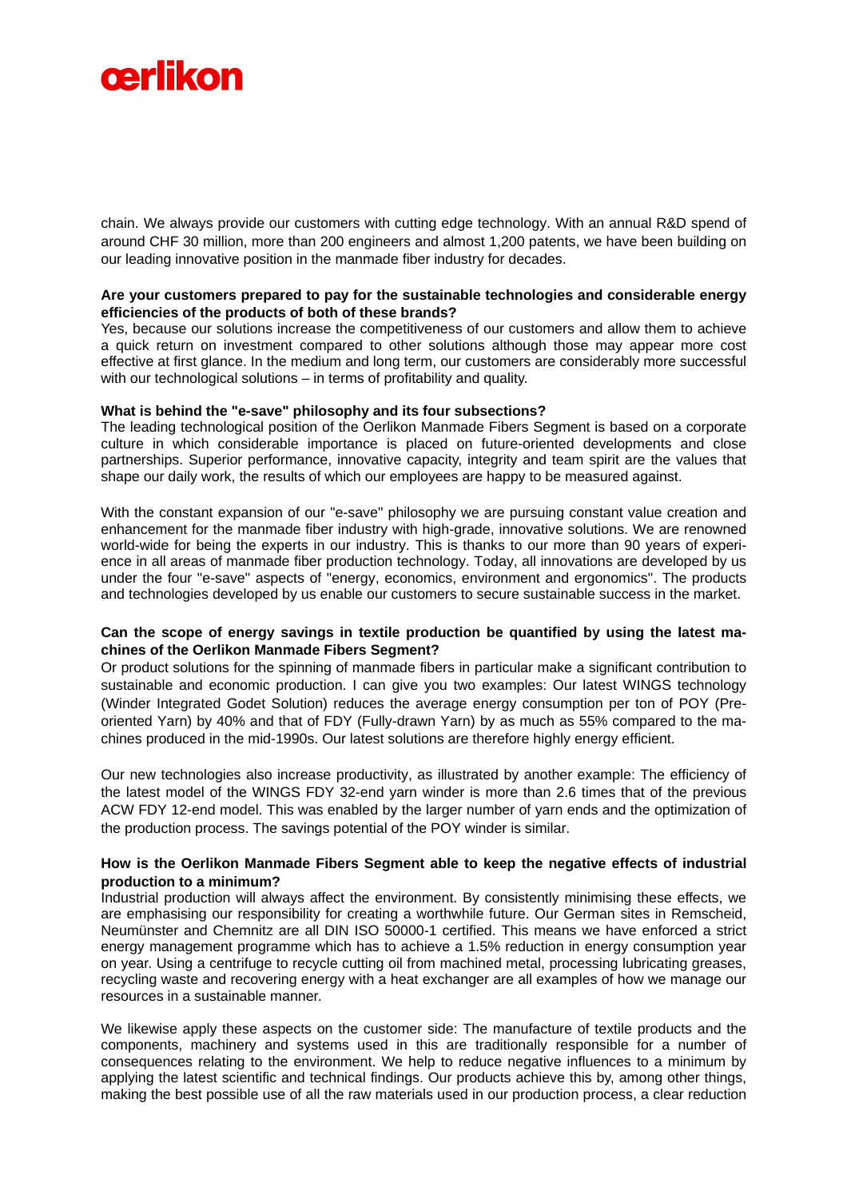chain. We always provide our customers with cutting edge technology. With an annual R&D spend of around CHF 30 million, more than 200 engineers and almost 1,200 patents, we have been building on our leading innovative position in the manmade fiber industry for decades.

**Are your customers prepared to pay for the sustainable technologies and considerable energy efficiencies of the products of both of these brands?**

Yes, because our solutions increase the competitiveness of our customers and allow them to achieve a quick return on investment compared to other solutions although those may appear more cost effective at first glance. In the medium and long term, our customers are considerably more successful with our technological solutions – in terms of profitability and quality.

**What is behind the "e-save" philosophy and its four subsections?**

The leading technological position of the Oerlikon Manmade Fibers Segment is based on a corporate culture in which considerable importance is placed on future-oriented developments and close partnerships. Superior performance, innovative capacity, integrity and team spirit are the values that shape our daily work, the results of which our employees are happy to be measured against.

With the constant expansion of our "e-save" philosophy we are pursuing constant value creation and enhancement for the manmade fiber industry with high-grade, innovative solutions. We are renowned world-wide for being the experts in our industry. This is thanks to our more than 90 years of experience in all areas of manmade fiber production technology. Today, all innovations are developed by us under the four "e-save" aspects of "energy, economics, environment and ergonomics". The products and technologies developed by us enable our customers to secure sustainable success in the market.

**Can the scope of energy savings in textile production be quantified by using the latest machines of the Oerlikon Manmade Fibers Segment?**

Or product solutions for the spinning of manmade fibers in particular make a significant contribution to sustainable and economic production. I can give you two examples: Our latest WINGS technology (Winder Integrated Godet Solution) reduces the average energy consumption per ton of POY (Pre-oriented Yarn) by 40% and that of FDY (Fully-drawn Yarn) by as much as 55% compared to the machines produced in the mid-1990s. Our latest solutions are therefore highly energy efficient.

Our new technologies also increase productivity, as illustrated by another example: The efficiency of the latest model of the WINGS FDY 32-end yarn winder is more than 2.6 times that of the previous ACW FDY 12-end model. This was enabled by the larger number of yarn ends and the optimization of the production process. The savings potential of the POY winder is similar.

**How is the Oerlikon Manmade Fibers Segment able to keep the negative effects of industrial production to a minimum?**

Industrial production will always affect the environment. By consistently minimising these effects, we are emphasising our responsibility for creating a worthwhile future. Our German sites in Remscheid, Neumünster and Chemnitz are all DIN ISO 50000-1 certified. This means we have enforced a strict energy management programme which has to achieve a 1.5% reduction in energy consumption year on year. Using a centrifuge to recycle cutting oil from machined metal, processing lubricating greases, recycling waste and recovering energy with a heat exchanger are all examples of how we manage our resources in a sustainable manner.

We likewise apply these aspects on the customer side: The manufacture of textile products and the components, machinery and systems used in this are traditionally responsible for a number of consequences relating to the environment. We help to reduce negative influences to a minimum by applying the latest scientific and technical findings. Our products achieve this by, among other things, making the best possible use of all the raw materials used in our production process, a clear reduction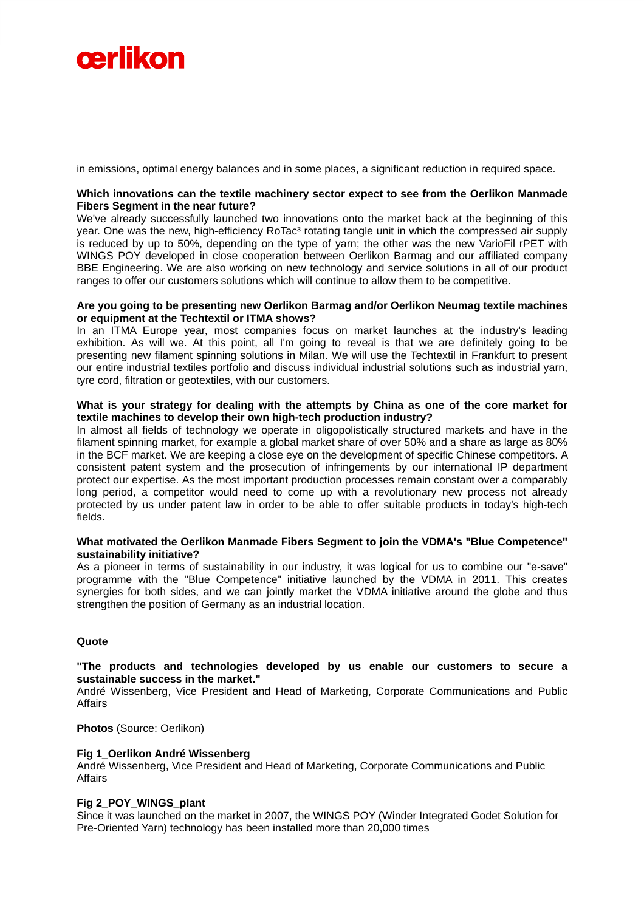in emissions, optimal energy balances and in some places, a significant reduction in required space.

**Which innovations can the textile machinery sector expect to see from the Oerlikon Manmade Fibers Segment in the near future?**
We've already successfully launched two innovations onto the market back at the beginning of this year. One was the new, high-efficiency RoTac³ rotating tangle unit in which the compressed air supply is reduced by up to 50%, depending on the type of yarn; the other was the new VarioFil rPET with WINGS POY developed in close cooperation between Oerlikon Barmag and our affiliated company BBE Engineering. We are also working on new technology and service solutions in all of our product ranges to offer our customers solutions which will continue to allow them to be competitive.

**Are you going to be presenting new Oerlikon Barmag and/or Oerlikon Neumag textile machines or equipment at the Techtextil or ITMA shows?**
In an ITMA Europe year, most companies focus on market launches at the industry's leading exhibition. As will we. At this point, all I'm going to reveal is that we are definitely going to be presenting new filament spinning solutions in Milan. We will use the Techtextil in Frankfurt to present our entire industrial textiles portfolio and discuss individual industrial solutions such as industrial yarn, tyre cord, filtration or geotextiles, with our customers.

**What is your strategy for dealing with the attempts by China as one of the core market for textile machines to develop their own high-tech production industry?**
In almost all fields of technology we operate in oligopolistically structured markets and have in the filament spinning market, for example a global market share of over 50% and a share as large as 80% in the BCF market. We are keeping a close eye on the development of specific Chinese competitors. A consistent patent system and the prosecution of infringements by our international IP department protect our expertise. As the most important production processes remain constant over a comparably long period, a competitor would need to come up with a revolutionary new process not already protected by us under patent law in order to be able to offer suitable products in today's high-tech fields.

**What motivated the Oerlikon Manmade Fibers Segment to join the VDMA's "Blue Competence" sustainability initiative?**
As a pioneer in terms of sustainability in our industry, it was logical for us to combine our "e-save" programme with the "Blue Competence" initiative launched by the VDMA in 2011. This creates synergies for both sides, and we can jointly market the VDMA initiative around the globe and thus strengthen the position of Germany as an industrial location.

**Quote**

**"The products and technologies developed by us enable our customers to secure a sustainable success in the market."**
André Wissenberg, Vice President and Head of Marketing, Corporate Communications and Public Affairs

**Photos** (Source: Oerlikon)

**Fig 1_Oerlikon André Wissenberg**
André Wissenberg, Vice President and Head of Marketing, Corporate Communications and Public Affairs

**Fig 2_POY_WINGS_plant**
Since it was launched on the market in 2007, the WINGS POY (Winder Integrated Godet Solution for Pre-Oriented Yarn) technology has been installed more than 20,000 times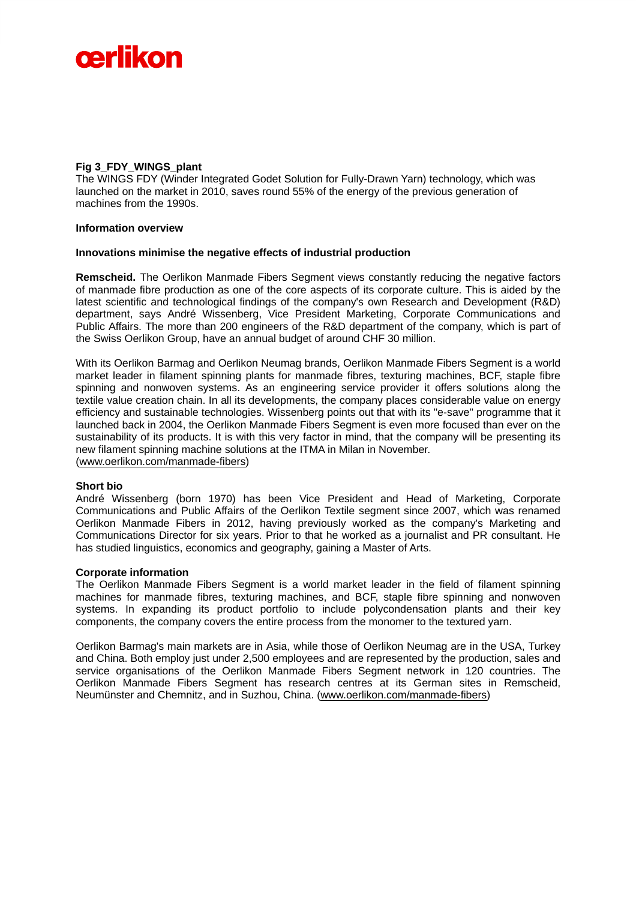**Fig 3_FDY_WINGS_plant**
The WINGS FDY (Winder Integrated Godet Solution for Fully-Drawn Yarn) technology, which was launched on the market in 2010, saves round 55% of the energy of the previous generation of machines from the 1990s.

**Information overview**

**Innovations minimise the negative effects of industrial production**

**Remscheid.** The Oerlikon Manmade Fibers Segment views constantly reducing the negative factors of manmade fibre production as one of the core aspects of its corporate culture. This is aided by the latest scientific and technological findings of the company's own Research and Development (R&D) department, says André Wissenberg, Vice President Marketing, Corporate Communications and Public Affairs. The more than 200 engineers of the R&D department of the company, which is part of the Swiss Oerlikon Group, have an annual budget of around CHF 30 million.

With its Oerlikon Barmag and Oerlikon Neumag brands, Oerlikon Manmade Fibers Segment is a world market leader in filament spinning plants for manmade fibres, texturing machines, BCF, staple fibre spinning and nonwoven systems. As an engineering service provider it offers solutions along the textile value creation chain. In all its developments, the company places considerable value on energy efficiency and sustainable technologies. Wissenberg points out that with its "e-save" programme that it launched back in 2004, the Oerlikon Manmade Fibers Segment is even more focused than ever on the sustainability of its products. It is with this very factor in mind, that the company will be presenting its new filament spinning machine solutions at the ITMA in Milan in November.
(www.oerlikon.com/manmade-fibers)

**Short bio**
André Wissenberg (born 1970) has been Vice President and Head of Marketing, Corporate Communications and Public Affairs of the Oerlikon Textile segment since 2007, which was renamed Oerlikon Manmade Fibers in 2012, having previously worked as the company's Marketing and Communications Director for six years. Prior to that he worked as a journalist and PR consultant. He has studied linguistics, economics and geography, gaining a Master of Arts.

**Corporate information**
The Oerlikon Manmade Fibers Segment is a world market leader in the field of filament spinning machines for manmade fibres, texturing machines, and BCF, staple fibre spinning and nonwoven systems. In expanding its product portfolio to include polycondensation plants and their key components, the company covers the entire process from the monomer to the textured yarn.

Oerlikon Barmag's main markets are in Asia, while those of Oerlikon Neumag are in the USA, Turkey and China. Both employ just under 2,500 employees and are represented by the production, sales and service organisations of the Oerlikon Manmade Fibers Segment network in 120 countries. The Oerlikon Manmade Fibers Segment has research centres at its German sites in Remscheid, Neumünster and Chemnitz, and in Suzhou, China. (www.oerlikon.com/manmade-fibers)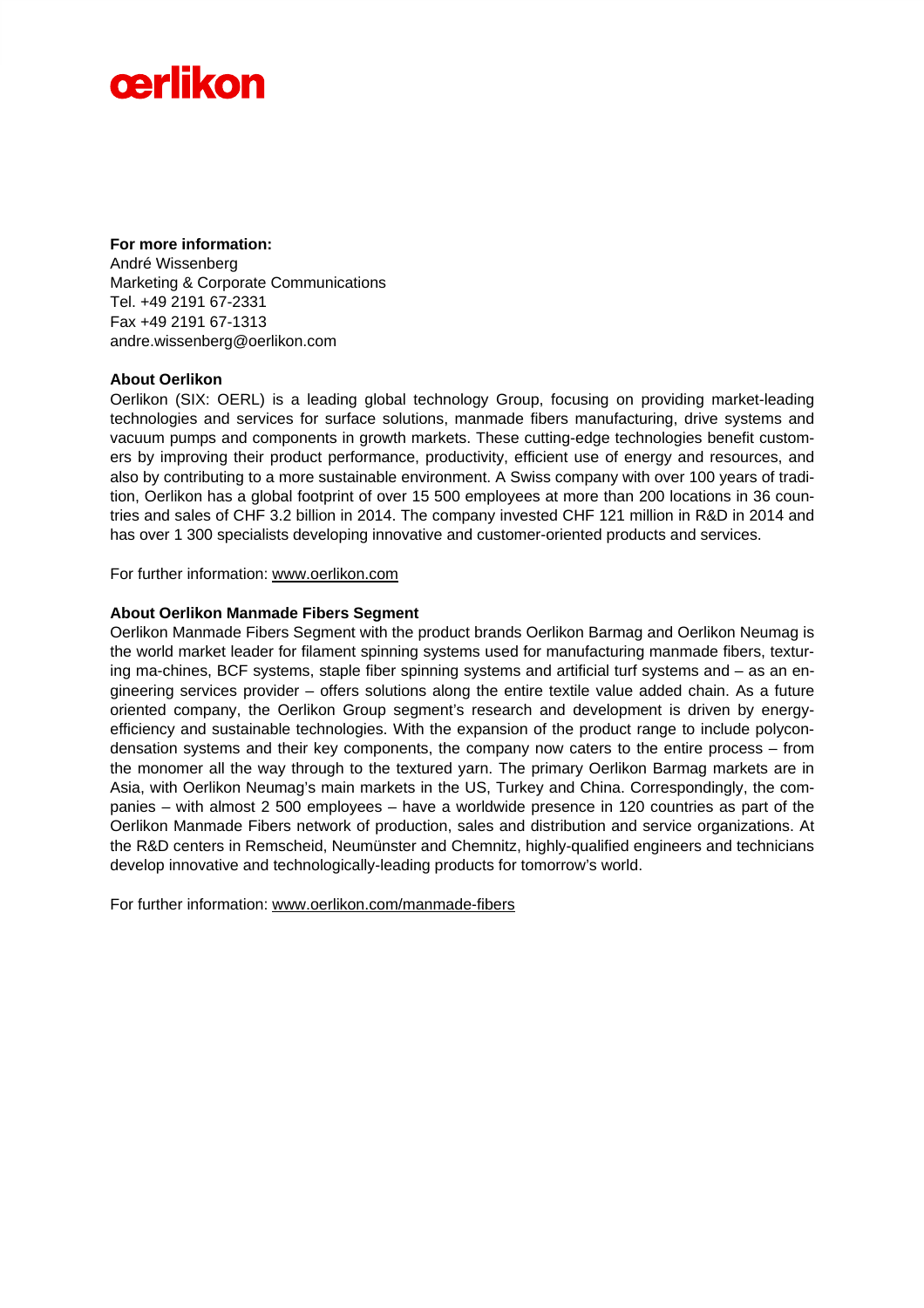**For more information:**
André Wissenberg
Marketing & Corporate Communications
Tel. +49 2191 67-2331
Fax +49 2191 67-1313
andre.wissenberg@oerlikon.com

**About Oerlikon**

Oerlikon (SIX: OERL) is a leading global technology Group, focusing on providing market-leading technologies and services for surface solutions, manmade fibers manufacturing, drive systems and vacuum pumps and components in growth markets. These cutting-edge technologies benefit customers by improving their product performance, productivity, efficient use of energy and resources, and also by contributing to a more sustainable environment. A Swiss company with over 100 years of tradition, Oerlikon has a global footprint of over 15 500 employees at more than 200 locations in 36 countries and sales of CHF 3.2 billion in 2014. The company invested CHF 121 million in R&D in 2014 and has over 1 300 specialists developing innovative and customer-oriented products and services.

For further information: www.oerlikon.com

**About Oerlikon Manmade Fibers Segment**

Oerlikon Manmade Fibers Segment with the product brands Oerlikon Barmag and Oerlikon Neumag is the world market leader for filament spinning systems used for manufacturing manmade fibers, texturing ma-chines, BCF systems, staple fiber spinning systems and artificial turf systems and – as an engineering services provider – offers solutions along the entire textile value added chain. As a future oriented company, the Oerlikon Group segment's research and development is driven by energy-efficiency and sustainable technologies. With the expansion of the product range to include polycondensation systems and their key components, the company now caters to the entire process – from the monomer all the way through to the textured yarn. The primary Oerlikon Barmag markets are in Asia, with Oerlikon Neumag's main markets in the US, Turkey and China. Correspondingly, the companies – with almost 2 500 employees – have a worldwide presence in 120 countries as part of the Oerlikon Manmade Fibers network of production, sales and distribution and service organizations. At the R&D centers in Remscheid, Neumünster and Chemnitz, highly-qualified engineers and technicians develop innovative and technologically-leading products for tomorrow's world.

For further information: www.oerlikon.com/manmade-fibers